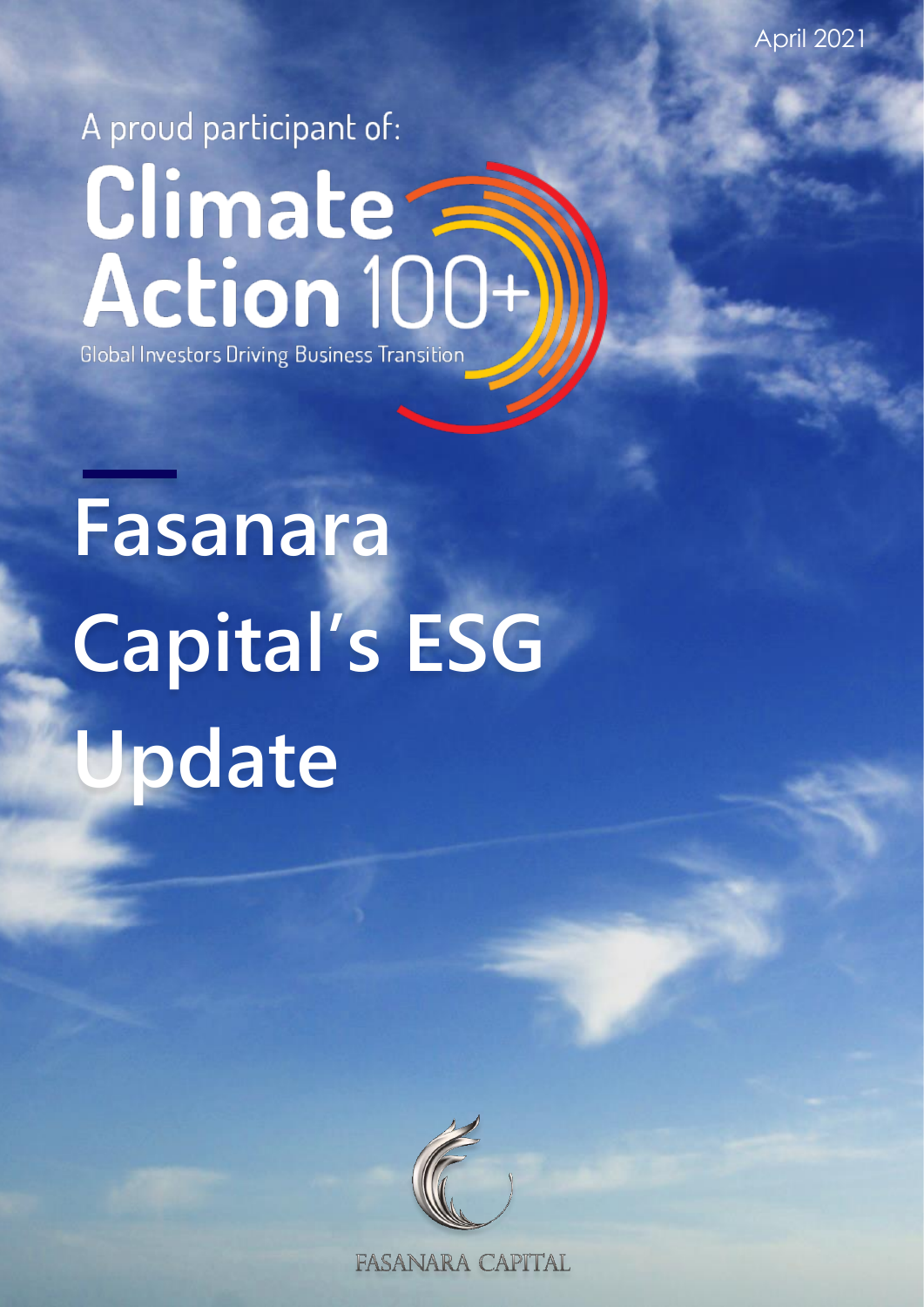April 2021

A proud participant of:

**Climate Action 100+**

Global Investors Driving Business Transition

# Fasanara Capital's ESG Update

FASANARA CAPITAL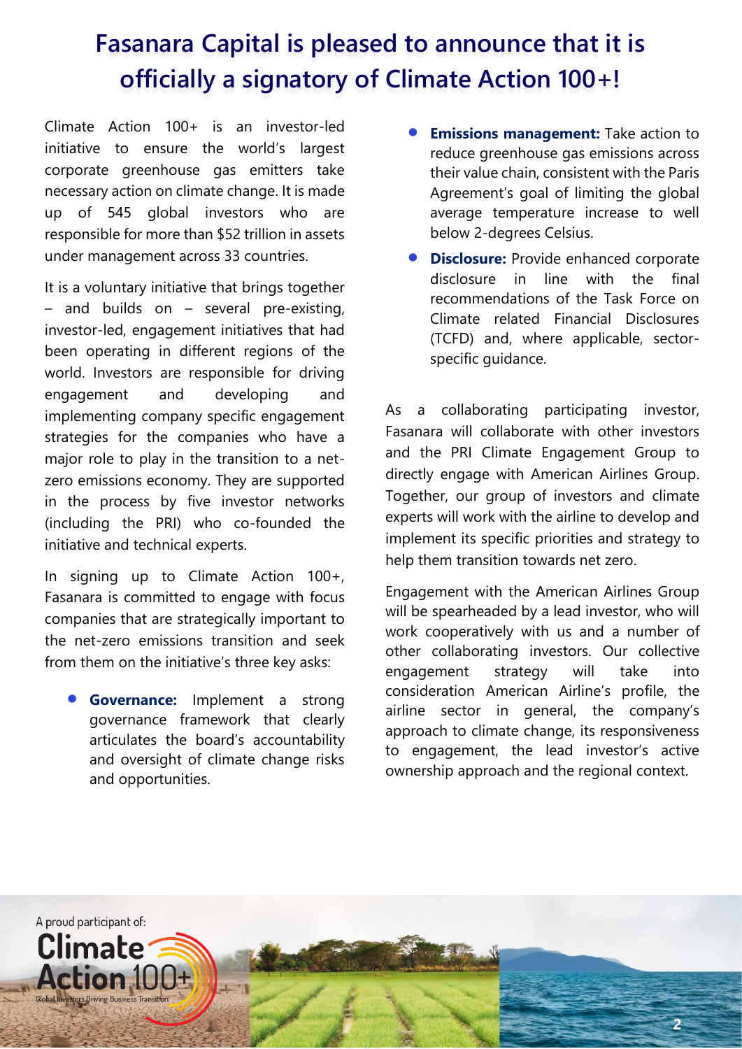# Fasanara Capital is pleased to announce that it is officially a signatory of Climate Action 100+!

Climate Action 100+ is an investor-led initiative to ensure the world's largest corporate greenhouse gas emitters take necessary action on climate change. It is made up of 545 global investors who are responsible for more than $52 trillion in assets under management across 33 countries.

It is a voluntary initiative that brings together – and builds on – several pre-existing, investor-led, engagement initiatives that had been operating in different regions of the world. Investors are responsible for driving engagement and developing and implementing company specific engagement strategies for the companies who have a major role to play in the transition to a net-zero emissions economy. They are supported in the process by five investor networks (including the PRI) who co-founded the initiative and technical experts.

In signing up to Climate Action 100+, Fasanara is committed to engage with focus companies that are strategically important to the net-zero emissions transition and seek from them on the initiative's three key asks:

- **Governance:** Implement a strong governance framework that clearly articulates the board's accountability and oversight of climate change risks and opportunities.
- **Emissions management:** Take action to reduce greenhouse gas emissions across their value chain, consistent with the Paris Agreement's goal of limiting the global average temperature increase to well below 2-degrees Celsius.
- **Disclosure:** Provide enhanced corporate disclosure in line with the final recommendations of the Task Force on Climate related Financial Disclosures (TCFD) and, where applicable, sector-specific guidance.

As a collaborating participating investor, Fasanara will collaborate with other investors and the PRI Climate Engagement Group to directly engage with American Airlines Group. Together, our group of investors and climate experts will work with the airline to develop and implement its specific priorities and strategy to help them transition towards net zero.

Engagement with the American Airlines Group will be spearheaded by a lead investor, who will work cooperatively with us and a number of other collaborating investors. Our collective engagement strategy will take into consideration American Airline's profile, the airline sector in general, the company's approach to climate change, its responsiveness to engagement, the lead investor's active ownership approach and the regional context.

A proud participant of: Climate Action 100+ Global Investors Driving Business Transition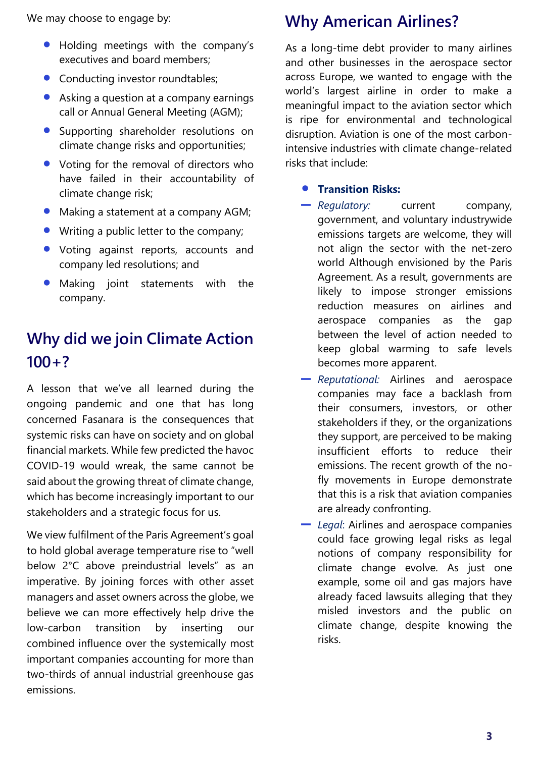We may choose to engage by:

- Holding meetings with the company's executives and board members;
- Conducting investor roundtables;
- Asking a question at a company earnings call or Annual General Meeting (AGM);
- Supporting shareholder resolutions on climate change risks and opportunities;
- Voting for the removal of directors who have failed in their accountability of climate change risk;
- Making a statement at a company AGM;
- Writing a public letter to the company;
- Voting against reports, accounts and company led resolutions; and
- Making joint statements with the company.

## Why did we join Climate Action 100+?

A lesson that we've all learned during the ongoing pandemic and one that has long concerned Fasanara is the consequences that systemic risks can have on society and on global financial markets. While few predicted the havoc COVID-19 would wreak, the same cannot be said about the growing threat of climate change, which has become increasingly important to our stakeholders and a strategic focus for us.

We view fulfilment of the Paris Agreement's goal to hold global average temperature rise to "well below 2°C above preindustrial levels" as an imperative. By joining forces with other asset managers and asset owners across the globe, we believe we can more effectively help drive the low-carbon transition by inserting our combined influence over the systemically most important companies accounting for more than two-thirds of annual industrial greenhouse gas emissions.

## Why American Airlines?

As a long-time debt provider to many airlines and other businesses in the aerospace sector across Europe, we wanted to engage with the world's largest airline in order to make a meaningful impact to the aviation sector which is ripe for environmental and technological disruption. Aviation is one of the most carbon-intensive industries with climate change-related risks that include:

- **Transition Risks:**
  - *Regulatory:* current company, government, and voluntary industrywide emissions targets are welcome, they will not align the sector with the net-zero world Although envisioned by the Paris Agreement. As a result, governments are likely to impose stronger emissions reduction measures on airlines and aerospace companies as the gap between the level of action needed to keep global warming to safe levels becomes more apparent.
  - *Reputational:* Airlines and aerospace companies may face a backlash from their consumers, investors, or other stakeholders if they, or the organizations they support, are perceived to be making insufficient efforts to reduce their emissions. The recent growth of the no-fly movements in Europe demonstrate that this is a risk that aviation companies are already confronting.
  - *Legal*: Airlines and aerospace companies could face growing legal risks as legal notions of company responsibility for climate change evolve. As just one example, some oil and gas majors have already faced lawsuits alleging that they misled investors and the public on climate change, despite knowing the risks.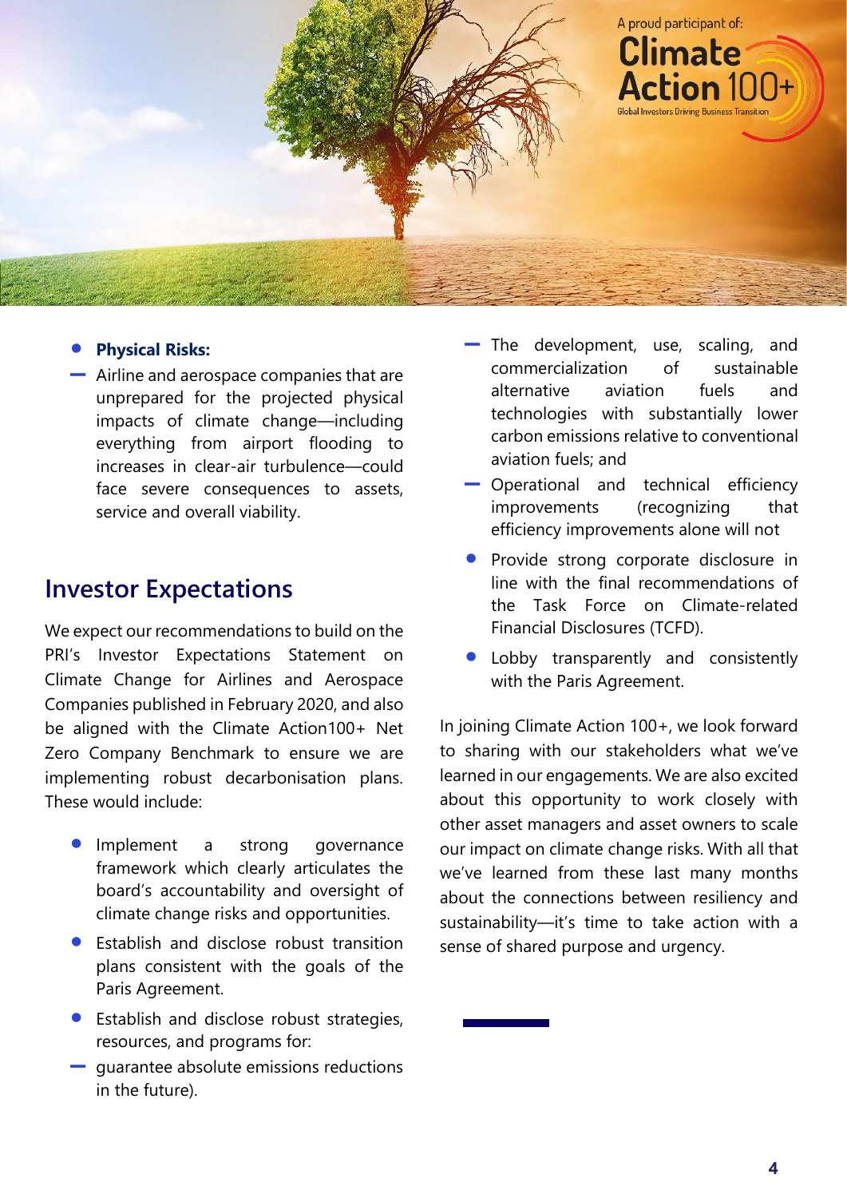- **Physical Risks:**
  - Airline and aerospace companies that are unprepared for the projected physical impacts of climate change—including everything from airport flooding to increases in clear-air turbulence—could face severe consequences to assets, service and overall viability.

## Investor Expectations

We expect our recommendations to build on the PRI's Investor Expectations Statement on Climate Change for Airlines and Aerospace Companies published in February 2020, and also be aligned with the Climate Action100+ Net Zero Company Benchmark to ensure we are implementing robust decarbonisation plans. These would include:

- Implement a strong governance framework which clearly articulates the board's accountability and oversight of climate change risks and opportunities.
- Establish and disclose robust transition plans consistent with the goals of the Paris Agreement.
- Establish and disclose robust strategies, resources, and programs for:
  - The development, use, scaling, and commercialization of sustainable alternative aviation fuels and technologies with substantially lower carbon emissions relative to conventional aviation fuels; and
  - Operational and technical efficiency improvements (recognizing that efficiency improvements alone will not guarantee absolute emissions reductions in the future).
- Provide strong corporate disclosure in line with the final recommendations of the Task Force on Climate-related Financial Disclosures (TCFD).
- Lobby transparently and consistently with the Paris Agreement.

In joining Climate Action 100+, we look forward to sharing with our stakeholders what we've learned in our engagements. We are also excited about this opportunity to work closely with other asset managers and asset owners to scale our impact on climate change risks. With all that we've learned from these last many months about the connections between resiliency and sustainability—it's time to take action with a sense of shared purpose and urgency.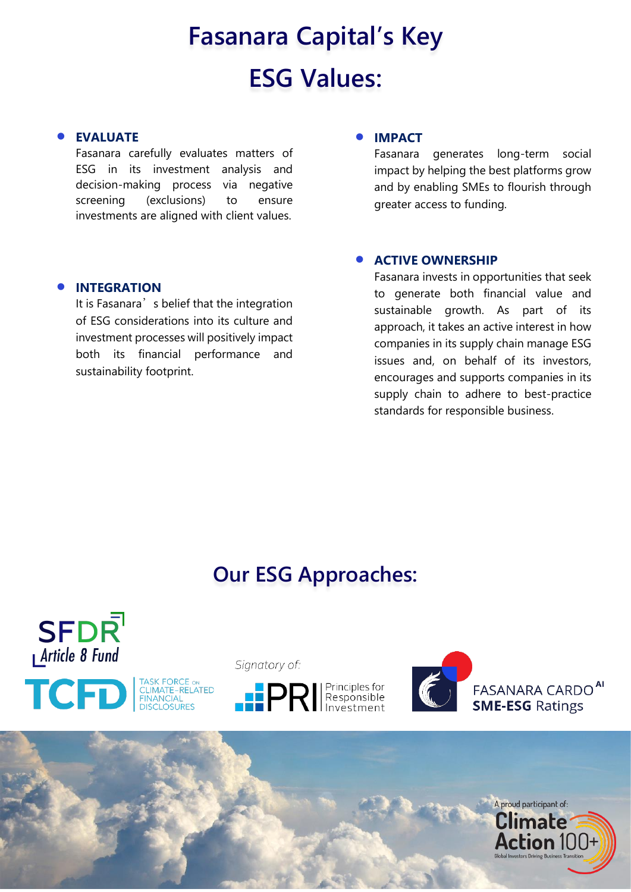# Fasanara Capital's Key ESG Values:

- **EVALUATE**
  Fasanara carefully evaluates matters of ESG in its investment analysis and decision-making process via negative screening (exclusions) to ensure investments are aligned with client values.

- **INTEGRATION**
  It is Fasanara's belief that the integration of ESG considerations into its culture and investment processes will positively impact both its financial performance and sustainability footprint.

- **IMPACT**
  Fasanara generates long-term social impact by helping the best platforms grow and by enabling SMEs to flourish through greater access to funding.

- **ACTIVE OWNERSHIP**
  Fasanara invests in opportunities that seek to generate both financial value and sustainable growth. As part of its approach, it takes an active interest in how companies in its supply chain manage ESG issues and, on behalf of its investors, encourages and supports companies in its supply chain to adhere to best-practice standards for responsible business.

## Our ESG Approaches:

SFDR Article 8 Fund

TCFD Task Force on Climate-Related Financial Disclosures

Signatory of: PRI Principles for Responsible Investment

FASANARA CARDO AI SME-ESG Ratings

A proud participant of: Climate Action 100+ Global Investors Driving Business Transition